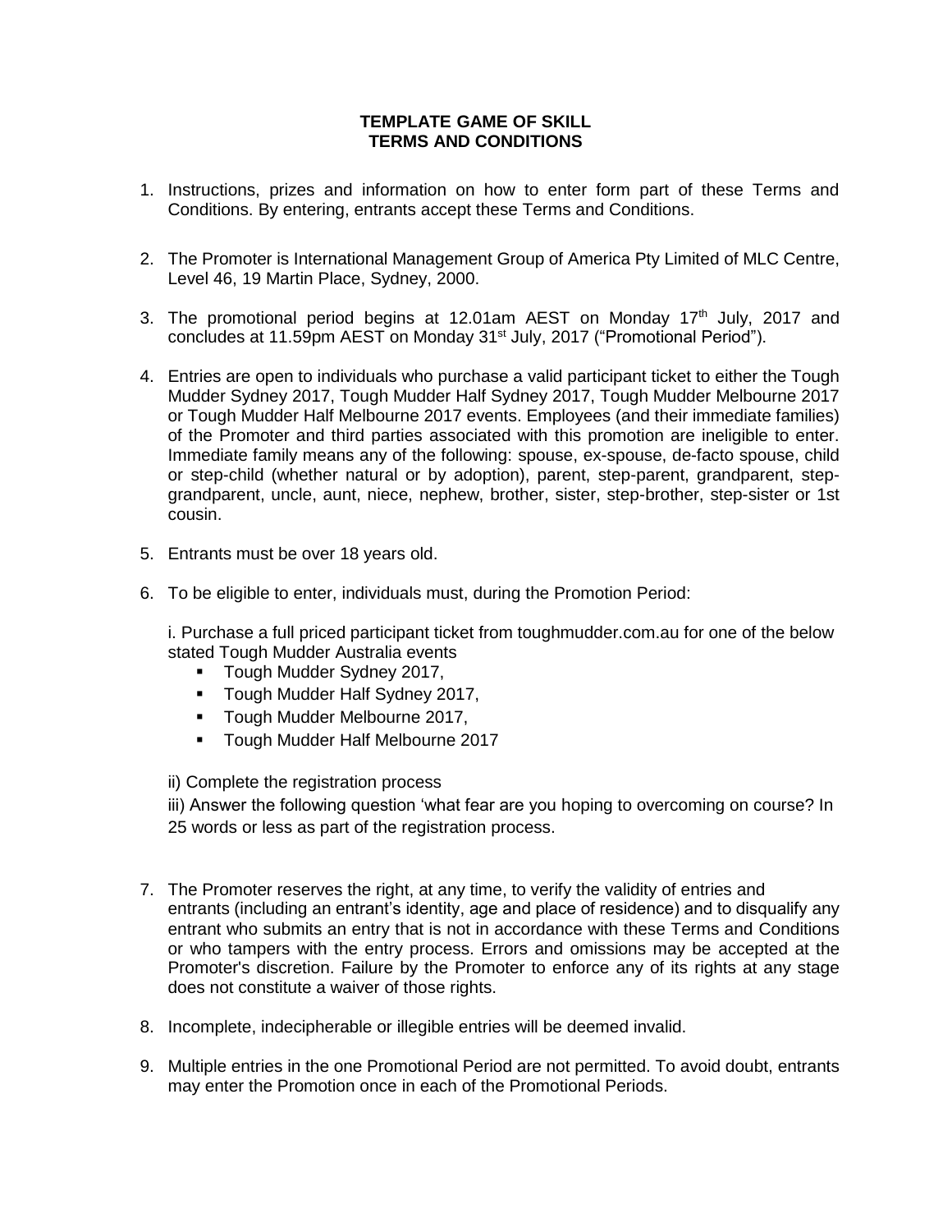**TEMPLATE GAME OF SKILL**
**TERMS AND CONDITIONS**

1. Instructions, prizes and information on how to enter form part of these Terms and Conditions. By entering, entrants accept these Terms and Conditions.

2. The Promoter is International Management Group of America Pty Limited of MLC Centre, Level 46, 19 Martin Place, Sydney, 2000.

3. The promotional period begins at 12.01am AEST on Monday 17th July, 2017 and concludes at 11.59pm AEST on Monday 31st July, 2017 ("Promotional Period").

4. Entries are open to individuals who purchase a valid participant ticket to either the Tough Mudder Sydney 2017, Tough Mudder Half Sydney 2017, Tough Mudder Melbourne 2017 or Tough Mudder Half Melbourne 2017 events. Employees (and their immediate families) of the Promoter and third parties associated with this promotion are ineligible to enter. Immediate family means any of the following: spouse, ex-spouse, de-facto spouse, child or step-child (whether natural or by adoption), parent, step-parent, grandparent, step-grandparent, uncle, aunt, niece, nephew, brother, sister, step-brother, step-sister or 1st cousin.

5. Entrants must be over 18 years old.

6. To be eligible to enter, individuals must, during the Promotion Period:

   i. Purchase a full priced participant ticket from toughmudder.com.au for one of the below stated Tough Mudder Australia events
      - Tough Mudder Sydney 2017,
      - Tough Mudder Half Sydney 2017,
      - Tough Mudder Melbourne 2017,
      - Tough Mudder Half Melbourne 2017

   ii) Complete the registration process

   iii) Answer the following question 'what fear are you hoping to overcoming on course? In 25 words or less as part of the registration process.

7. The Promoter reserves the right, at any time, to verify the validity of entries and entrants (including an entrant's identity, age and place of residence) and to disqualify any entrant who submits an entry that is not in accordance with these Terms and Conditions or who tampers with the entry process. Errors and omissions may be accepted at the Promoter's discretion. Failure by the Promoter to enforce any of its rights at any stage does not constitute a waiver of those rights.

8. Incomplete, indecipherable or illegible entries will be deemed invalid.

9. Multiple entries in the one Promotional Period are not permitted. To avoid doubt, entrants may enter the Promotion once in each of the Promotional Periods.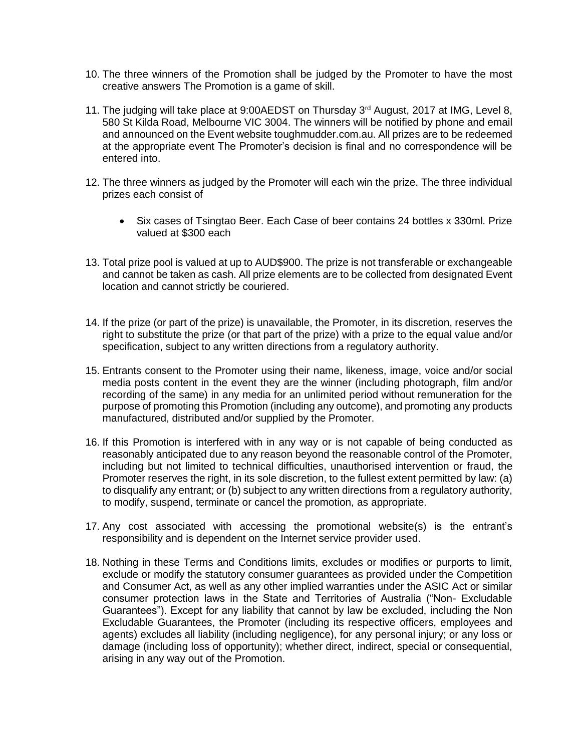10. The three winners of the Promotion shall be judged by the Promoter to have the most creative answers The Promotion is a game of skill.

11. The judging will take place at 9:00AEDST on Thursday 3rd August, 2017 at IMG, Level 8, 580 St Kilda Road, Melbourne VIC 3004. The winners will be notified by phone and email and announced on the Event website toughmudder.com.au. All prizes are to be redeemed at the appropriate event The Promoter's decision is final and no correspondence will be entered into.

12. The three winners as judged by the Promoter will each win the prize. The three individual prizes each consist of

    - Six cases of Tsingtao Beer. Each Case of beer contains 24 bottles x 330ml. Prize valued at $300 each

13. Total prize pool is valued at up to AUD$900. The prize is not transferable or exchangeable and cannot be taken as cash. All prize elements are to be collected from designated Event location and cannot strictly be couriered.

14. If the prize (or part of the prize) is unavailable, the Promoter, in its discretion, reserves the right to substitute the prize (or that part of the prize) with a prize to the equal value and/or specification, subject to any written directions from a regulatory authority.

15. Entrants consent to the Promoter using their name, likeness, image, voice and/or social media posts content in the event they are the winner (including photograph, film and/or recording of the same) in any media for an unlimited period without remuneration for the purpose of promoting this Promotion (including any outcome), and promoting any products manufactured, distributed and/or supplied by the Promoter.

16. If this Promotion is interfered with in any way or is not capable of being conducted as reasonably anticipated due to any reason beyond the reasonable control of the Promoter, including but not limited to technical difficulties, unauthorised intervention or fraud, the Promoter reserves the right, in its sole discretion, to the fullest extent permitted by law: (a) to disqualify any entrant; or (b) subject to any written directions from a regulatory authority, to modify, suspend, terminate or cancel the promotion, as appropriate.

17. Any cost associated with accessing the promotional website(s) is the entrant's responsibility and is dependent on the Internet service provider used.

18. Nothing in these Terms and Conditions limits, excludes or modifies or purports to limit, exclude or modify the statutory consumer guarantees as provided under the Competition and Consumer Act, as well as any other implied warranties under the ASIC Act or similar consumer protection laws in the State and Territories of Australia ("Non- Excludable Guarantees"). Except for any liability that cannot by law be excluded, including the Non Excludable Guarantees, the Promoter (including its respective officers, employees and agents) excludes all liability (including negligence), for any personal injury; or any loss or damage (including loss of opportunity); whether direct, indirect, special or consequential, arising in any way out of the Promotion.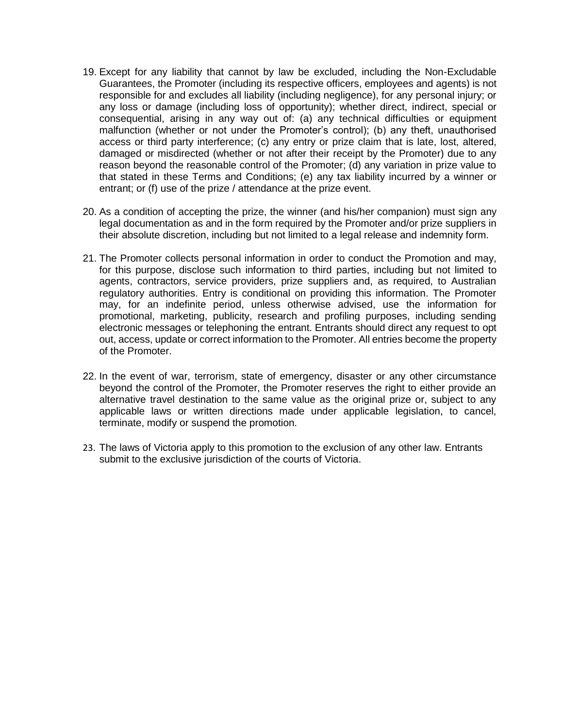19. Except for any liability that cannot by law be excluded, including the Non-Excludable Guarantees, the Promoter (including its respective officers, employees and agents) is not responsible for and excludes all liability (including negligence), for any personal injury; or any loss or damage (including loss of opportunity); whether direct, indirect, special or consequential, arising in any way out of: (a) any technical difficulties or equipment malfunction (whether or not under the Promoter's control); (b) any theft, unauthorised access or third party interference; (c) any entry or prize claim that is late, lost, altered, damaged or misdirected (whether or not after their receipt by the Promoter) due to any reason beyond the reasonable control of the Promoter; (d) any variation in prize value to that stated in these Terms and Conditions; (e) any tax liability incurred by a winner or entrant; or (f) use of the prize / attendance at the prize event.

20. As a condition of accepting the prize, the winner (and his/her companion) must sign any legal documentation as and in the form required by the Promoter and/or prize suppliers in their absolute discretion, including but not limited to a legal release and indemnity form.

21. The Promoter collects personal information in order to conduct the Promotion and may, for this purpose, disclose such information to third parties, including but not limited to agents, contractors, service providers, prize suppliers and, as required, to Australian regulatory authorities. Entry is conditional on providing this information. The Promoter may, for an indefinite period, unless otherwise advised, use the information for promotional, marketing, publicity, research and profiling purposes, including sending electronic messages or telephoning the entrant. Entrants should direct any request to opt out, access, update or correct information to the Promoter. All entries become the property of the Promoter.

22. In the event of war, terrorism, state of emergency, disaster or any other circumstance beyond the control of the Promoter, the Promoter reserves the right to either provide an alternative travel destination to the same value as the original prize or, subject to any applicable laws or written directions made under applicable legislation, to cancel, terminate, modify or suspend the promotion.

23. The laws of Victoria apply to this promotion to the exclusion of any other law. Entrants submit to the exclusive jurisdiction of the courts of Victoria.